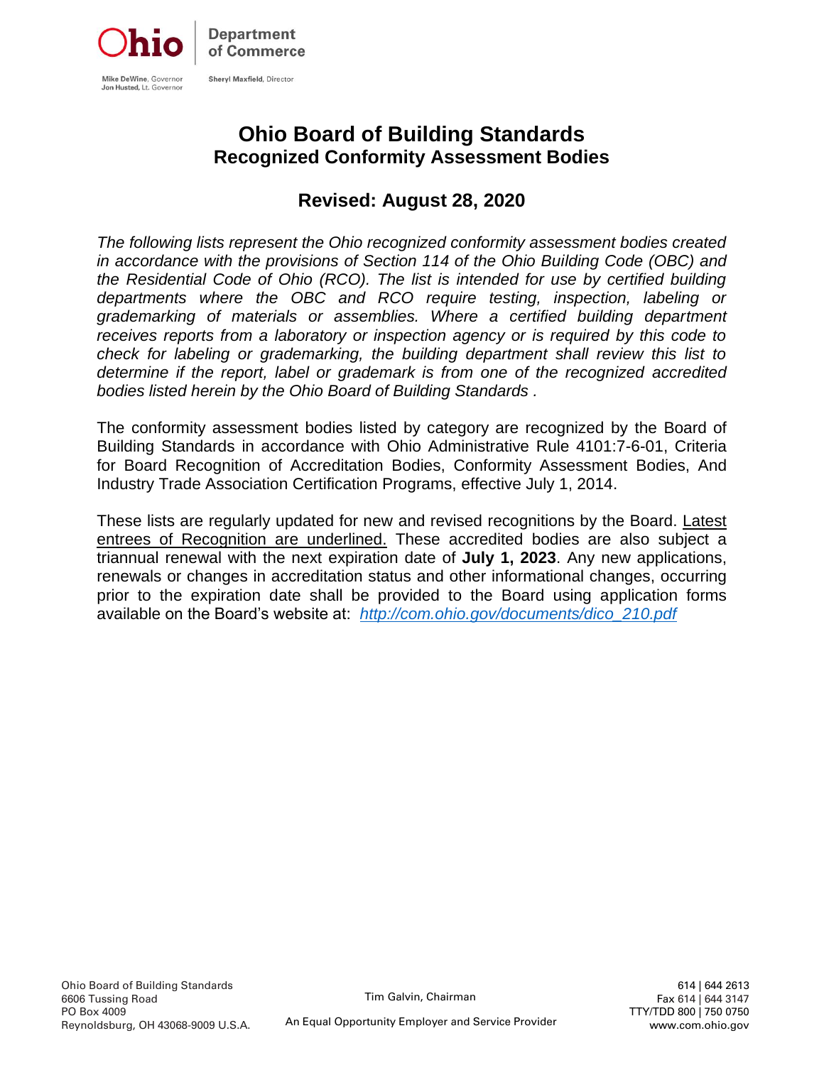Ohio Department of Commerce

Mike DeWine, Governor
Jon Husted, Lt. Governor

Sheryl Maxfield, Director

# Ohio Board of Building Standards
## Recognized Conformity Assessment Bodies

## Revised: August 28, 2020

*The following lists represent the Ohio recognized conformity assessment bodies created in accordance with the provisions of Section 114 of the Ohio Building Code (OBC) and the Residential Code of Ohio (RCO). The list is intended for use by certified building departments where the OBC and RCO require testing, inspection, labeling or grademarking of materials or assemblies. Where a certified building department receives reports from a laboratory or inspection agency or is required by this code to check for labeling or grademarking, the building department shall review this list to determine if the report, label or grademark is from one of the recognized accredited bodies listed herein by the Ohio Board of Building Standards .*

The conformity assessment bodies listed by category are recognized by the Board of Building Standards in accordance with Ohio Administrative Rule 4101:7-6-01, Criteria for Board Recognition of Accreditation Bodies, Conformity Assessment Bodies, And Industry Trade Association Certification Programs, effective July 1, 2014.

These lists are regularly updated for new and revised recognitions by the Board. <u>Latest entrees of Recognition are underlined.</u> These accredited bodies are also subject a triannual renewal with the next expiration date of **July 1, 2023**. Any new applications, renewals or changes in accreditation status and other informational changes, occurring prior to the expiration date shall be provided to the Board using application forms available on the Board's website at: *http://com.ohio.gov/documents/dico_210.pdf*

Ohio Board of Building Standards
6606 Tussing Road
PO Box 4009
Reynoldsburg, OH 43068-9009 U.S.A.

Tim Galvin, Chairman

An Equal Opportunity Employer and Service Provider

614 | 644 2613
Fax 614 | 644 3147
TTY/TDD 800 | 750 0750
www.com.ohio.gov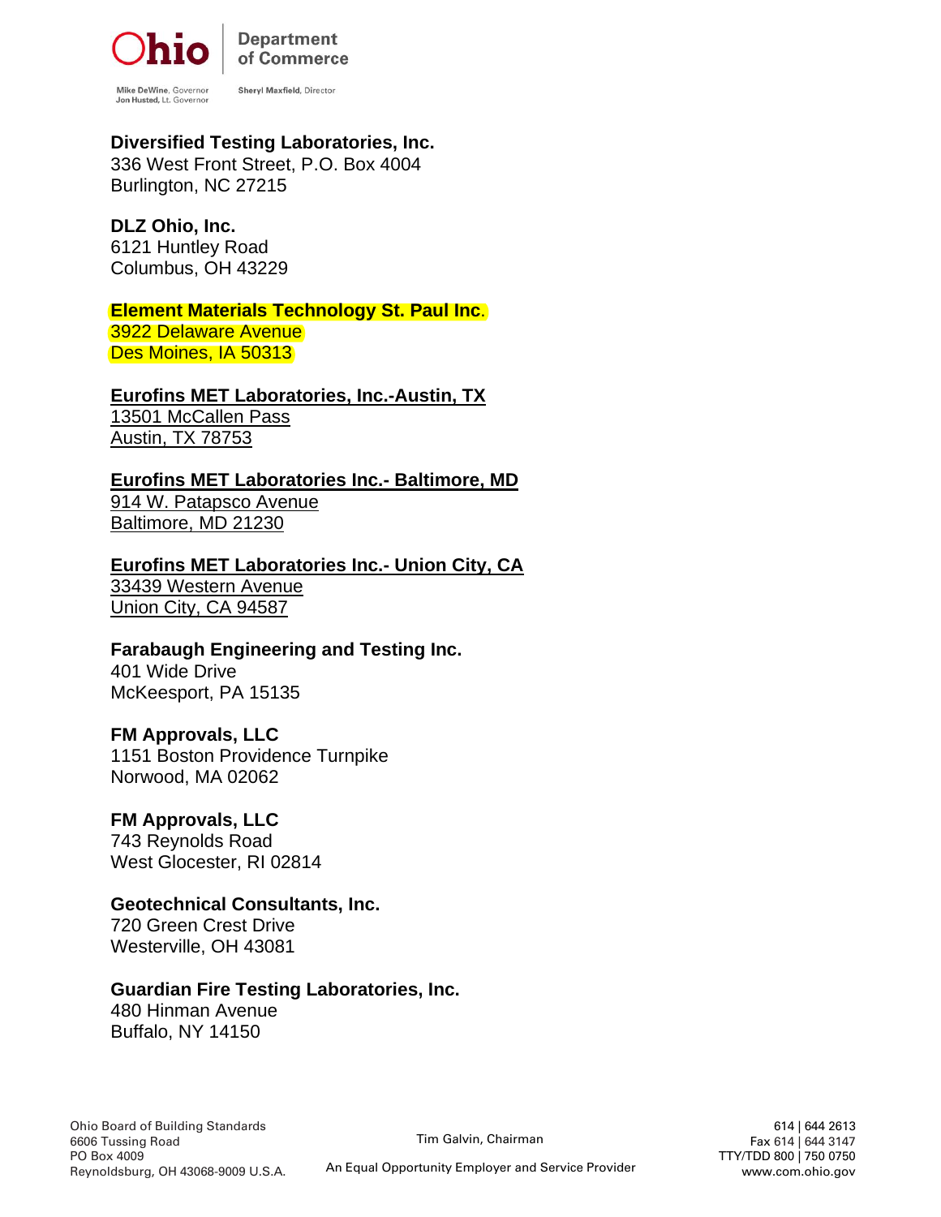**Diversified Testing Laboratories, Inc.**
336 West Front Street, P.O. Box 4004
Burlington, NC 27215

**DLZ Ohio, Inc.**
6121 Huntley Road
Columbus, OH 43229

**Element Materials Technology St. Paul Inc.**
3922 Delaware Avenue
Des Moines, IA 50313

**Eurofins MET Laboratories, Inc.-Austin, TX**
13501 McCallen Pass
Austin, TX 78753

**Eurofins MET Laboratories Inc.- Baltimore, MD**
914 W. Patapsco Avenue
Baltimore, MD 21230

**Eurofins MET Laboratories Inc.- Union City, CA**
33439 Western Avenue
Union City, CA 94587

**Farabaugh Engineering and Testing Inc.**
401 Wide Drive
McKeesport, PA 15135

**FM Approvals, LLC**
1151 Boston Providence Turnpike
Norwood, MA 02062

**FM Approvals, LLC**
743 Reynolds Road
West Glocester, RI 02814

**Geotechnical Consultants, Inc.**
720 Green Crest Drive
Westerville, OH 43081

**Guardian Fire Testing Laboratories, Inc.**
480 Hinman Avenue
Buffalo, NY 14150